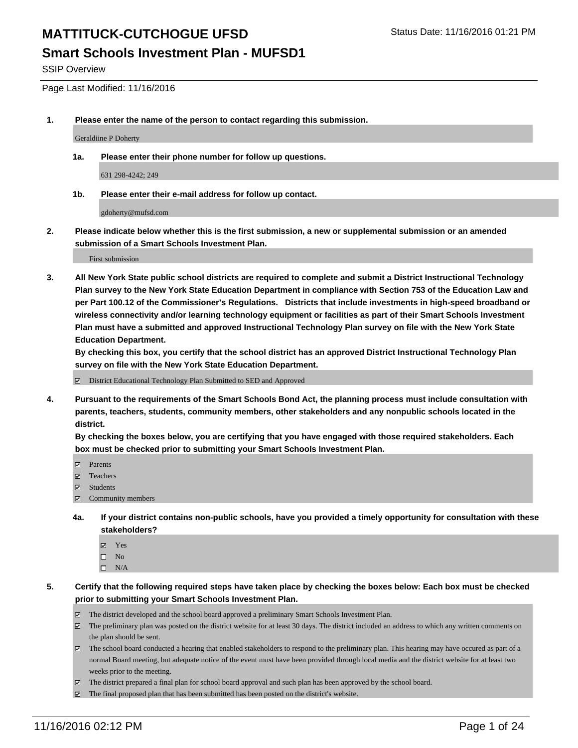# MATTITUCK-CUTCHOGUE UFSD

Status Date: 11/16/2016 01:21 PM

## Smart Schools Investment Plan - MUFSD1

SSIP Overview

Page Last Modified: 11/16/2016

**1. Please enter the name of the person to contact regarding this submission.**

Geraldiine P Doherty

**1a. Please enter their phone number for follow up questions.**

631 298-4242; 249

**1b. Please enter their e-mail address for follow up contact.**

gdoherty@mufsd.com

**2. Please indicate below whether this is the first submission, a new or supplemental submission or an amended submission of a Smart Schools Investment Plan.**

First submission

**3. All New York State public school districts are required to complete and submit a District Instructional Technology Plan survey to the New York State Education Department in compliance with Section 753 of the Education Law and per Part 100.12 of the Commissioner's Regulations. Districts that include investments in high-speed broadband or wireless connectivity and/or learning technology equipment or facilities as part of their Smart Schools Investment Plan must have a submitted and approved Instructional Technology Plan survey on file with the New York State Education Department.**

**By checking this box, you certify that the school district has an approved District Instructional Technology Plan survey on file with the New York State Education Department.**

- [x] District Educational Technology Plan Submitted to SED and Approved

**4. Pursuant to the requirements of the Smart Schools Bond Act, the planning process must include consultation with parents, teachers, students, community members, other stakeholders and any nonpublic schools located in the district.**

**By checking the boxes below, you are certifying that you have engaged with those required stakeholders. Each box must be checked prior to submitting your Smart Schools Investment Plan.**

- [x] Parents
- [x] Teachers
- [x] Students
- [x] Community members

**4a. If your district contains non-public schools, have you provided a timely opportunity for consultation with these stakeholders?**

- [x] Yes
- [ ] No
- [ ] N/A

**5. Certify that the following required steps have taken place by checking the boxes below: Each box must be checked prior to submitting your Smart Schools Investment Plan.**

- [x] The district developed and the school board approved a preliminary Smart Schools Investment Plan.
- [x] The preliminary plan was posted on the district website for at least 30 days. The district included an address to which any written comments on the plan should be sent.
- [x] The school board conducted a hearing that enabled stakeholders to respond to the preliminary plan. This hearing may have occured as part of a normal Board meeting, but adequate notice of the event must have been provided through local media and the district website for at least two weeks prior to the meeting.
- [x] The district prepared a final plan for school board approval and such plan has been approved by the school board.
- [x] The final proposed plan that has been submitted has been posted on the district's website.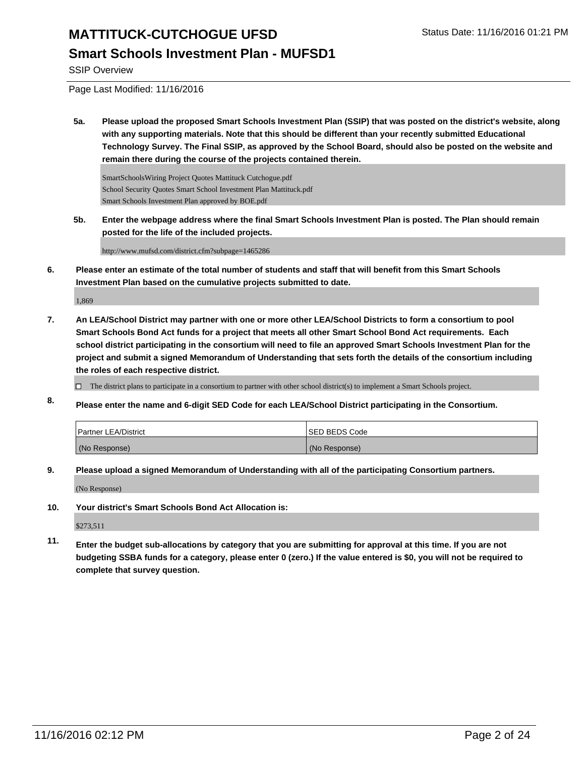**5a. Please upload the proposed Smart Schools Investment Plan (SSIP) that was posted on the district's website, along with any supporting materials. Note that this should be different than your recently submitted Educational Technology Survey. The Final SSIP, as approved by the School Board, should also be posted on the website and remain there during the course of the projects contained therein.**

SmartSchoolsWiring Project Quotes Mattituck Cutchogue.pdf
School Security Quotes Smart School Investment Plan Mattituck.pdf
Smart Schools Investment Plan approved by BOE.pdf

**5b. Enter the webpage address where the final Smart Schools Investment Plan is posted. The Plan should remain posted for the life of the included projects.**

http://www.mufsd.com/district.cfm?subpage=1465286

**6. Please enter an estimate of the total number of students and staff that will benefit from this Smart Schools Investment Plan based on the cumulative projects submitted to date.**

1,869

**7. An LEA/School District may partner with one or more other LEA/School Districts to form a consortium to pool Smart Schools Bond Act funds for a project that meets all other Smart School Bond Act requirements. Each school district participating in the consortium will need to file an approved Smart Schools Investment Plan for the project and submit a signed Memorandum of Understanding that sets forth the details of the consortium including the roles of each respective district.**

☐ The district plans to participate in a consortium to partner with other school district(s) to implement a Smart Schools project.

**8. Please enter the name and 6-digit SED Code for each LEA/School District participating in the Consortium.**

| Partner LEA/District | SED BEDS Code |
| --- | --- |
| (No Response) | (No Response) |

**9. Please upload a signed Memorandum of Understanding with all of the participating Consortium partners.**

(No Response)

**10. Your district's Smart Schools Bond Act Allocation is:**

$273,511

**11. Enter the budget sub-allocations by category that you are submitting for approval at this time. If you are not budgeting SSBA funds for a category, please enter 0 (zero.) If the value entered is $0, you will not be required to complete that survey question.**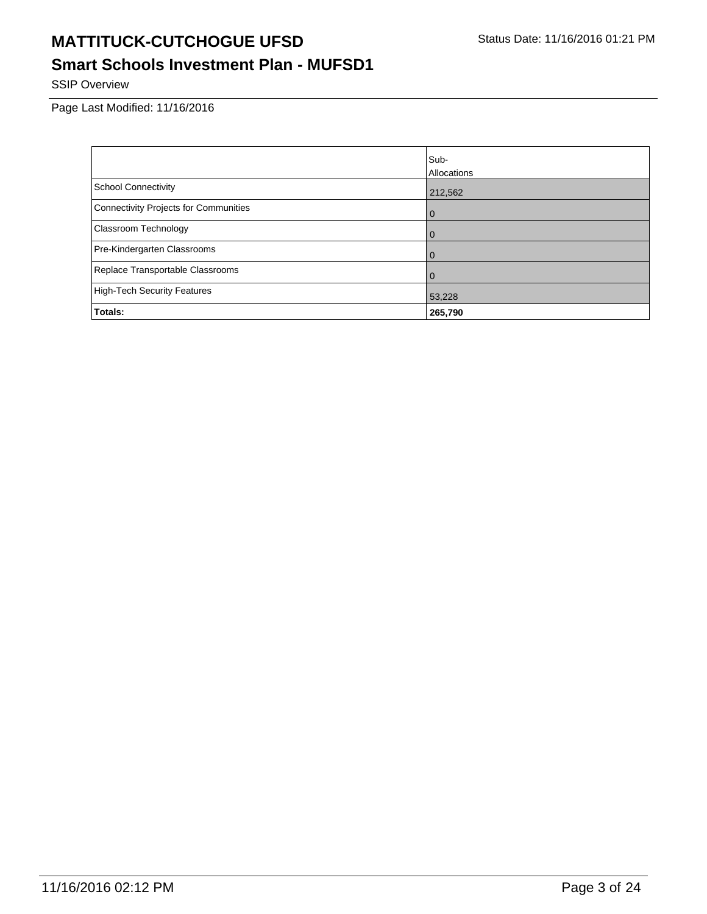# MATTITUCK-CUTCHOGUE UFSD

Status Date: 11/16/2016 01:21 PM

## Smart Schools Investment Plan - MUFSD1

SSIP Overview

Page Last Modified: 11/16/2016

| | Sub-Allocations |
|---|---|
| School Connectivity | 212,562 |
| Connectivity Projects for Communities | 0 |
| Classroom Technology | 0 |
| Pre-Kindergarten Classrooms | 0 |
| Replace Transportable Classrooms | 0 |
| High-Tech Security Features | 53,228 |
| **Totals:** | **265,790** |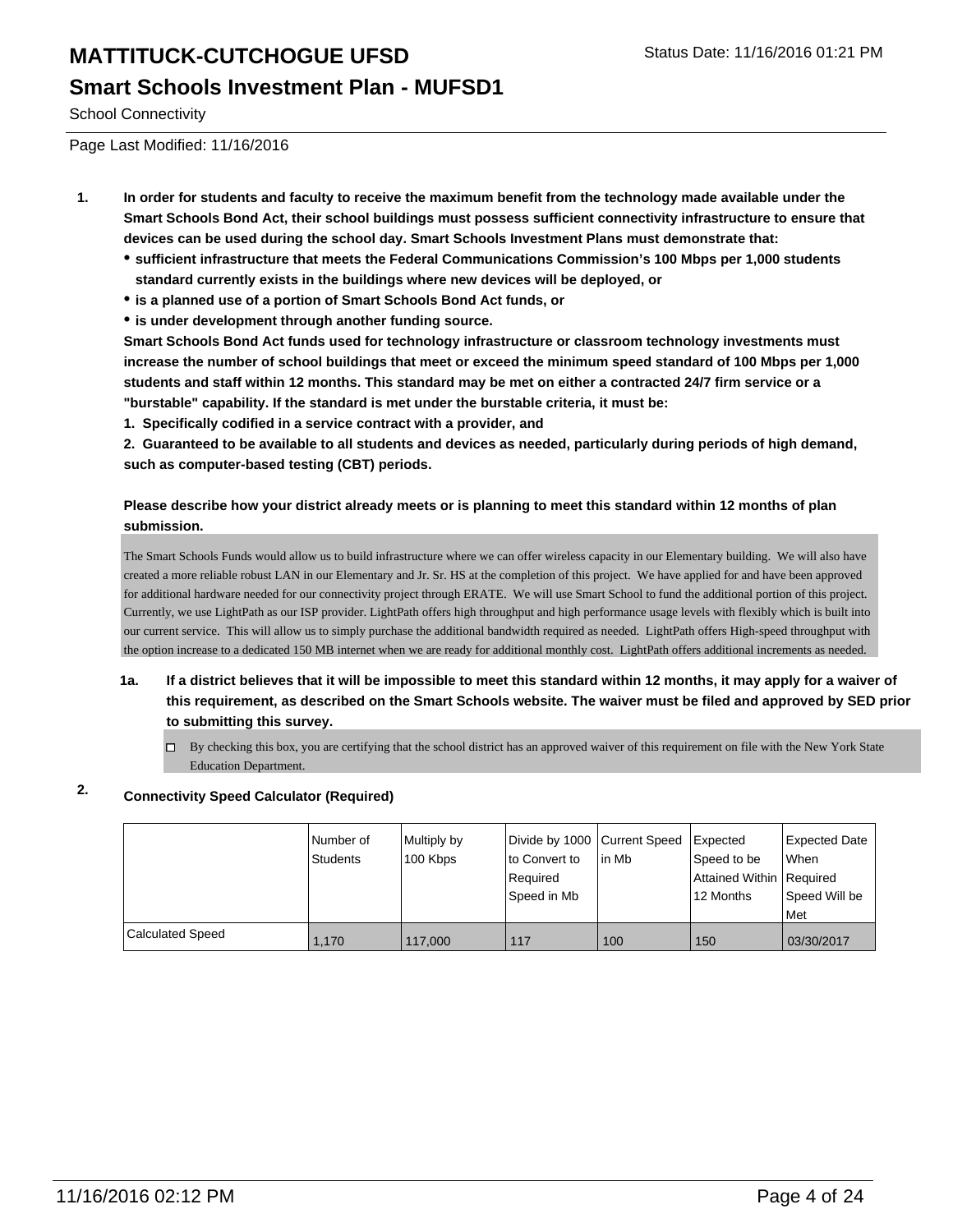School Connectivity

Page Last Modified: 11/16/2016

1. **In order for students and faculty to receive the maximum benefit from the technology made available under the Smart Schools Bond Act, their school buildings must possess sufficient connectivity infrastructure to ensure that devices can be used during the school day. Smart Schools Investment Plans must demonstrate that:**
   - **sufficient infrastructure that meets the Federal Communications Commission's 100 Mbps per 1,000 students standard currently exists in the buildings where new devices will be deployed, or**
   - **is a planned use of a portion of Smart Schools Bond Act funds, or**
   - **is under development through another funding source.**

   **Smart Schools Bond Act funds used for technology infrastructure or classroom technology investments must increase the number of school buildings that meet or exceed the minimum speed standard of 100 Mbps per 1,000 students and staff within 12 months. This standard may be met on either a contracted 24/7 firm service or a "burstable" capability. If the standard is met under the burstable criteria, it must be:**

   **1. Specifically codified in a service contract with a provider, and**

   **2. Guaranteed to be available to all students and devices as needed, particularly during periods of high demand, such as computer-based testing (CBT) periods.**

   **Please describe how your district already meets or is planning to meet this standard within 12 months of plan submission.**

   The Smart Schools Funds would allow us to build infrastructure where we can offer wireless capacity in our Elementary building. We will also have created a more reliable robust LAN in our Elementary and Jr. Sr. HS at the completion of this project. We have applied for and have been approved for additional hardware needed for our connectivity project through ERATE. We will use Smart School to fund the additional portion of this project. Currently, we use LightPath as our ISP provider. LightPath offers high throughput and high performance usage levels with flexibly which is built into our current service. This will allow us to simply purchase the additional bandwidth required as needed. LightPath offers High-speed throughput with the option increase to a dedicated 150 MB internet when we are ready for additional monthly cost. LightPath offers additional increments as needed.

   **1a. If a district believes that it will be impossible to meet this standard within 12 months, it may apply for a waiver of this requirement, as described on the Smart Schools website. The waiver must be filed and approved by SED prior to submitting this survey.**

   ☐ By checking this box, you are certifying that the school district has an approved waiver of this requirement on file with the New York State Education Department.

2. **Connectivity Speed Calculator (Required)**

| | Number of Students | Multiply by 100 Kbps | Divide by 1000 to Convert to Required Speed in Mb | Current Speed in Mb | Expected Speed to be Attained Within 12 Months | Expected Date When Required Speed Will be Met |
|---|---|---|---|---|---|---|
| Calculated Speed | 1,170 | 117,000 | 117 | 100 | 150 | 03/30/2017 |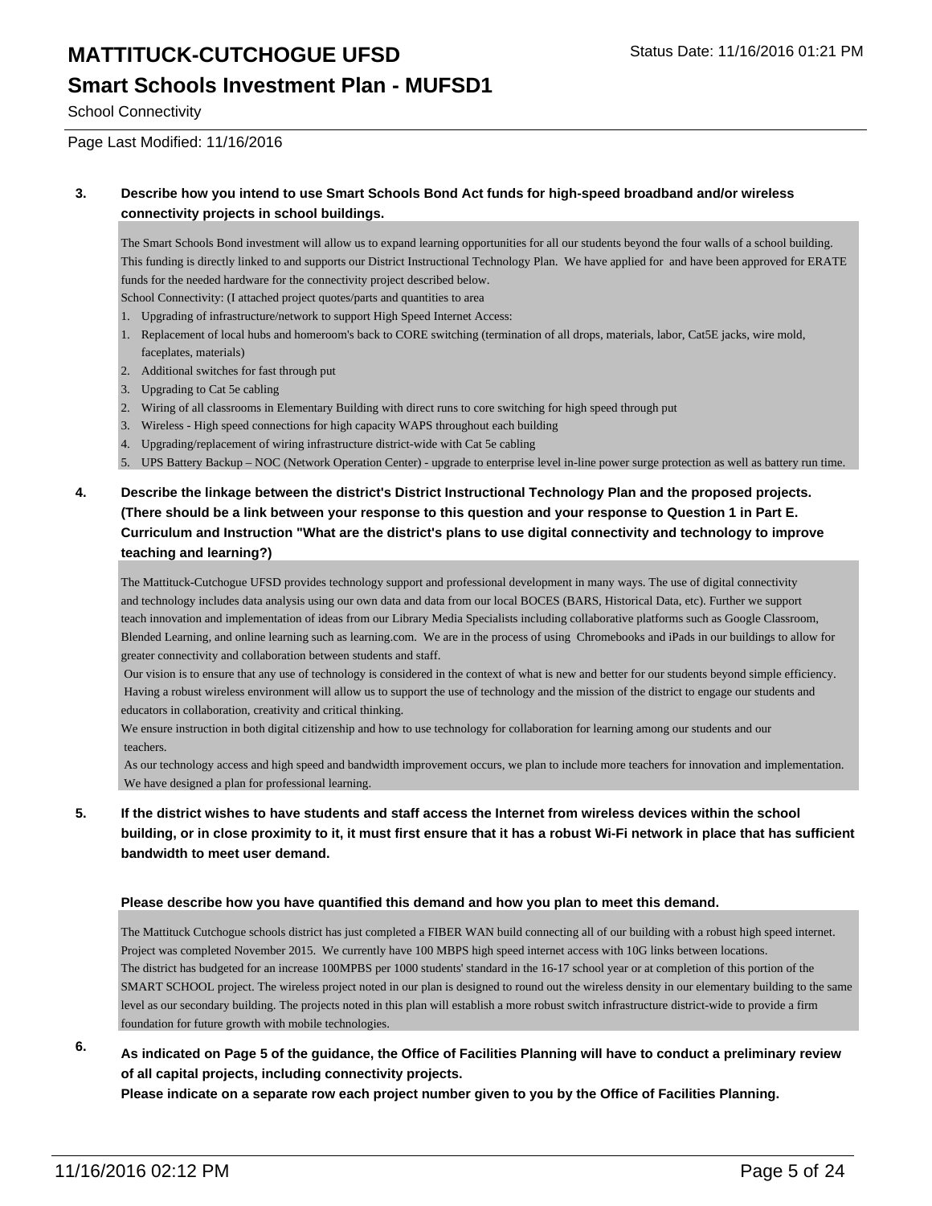# MATTITUCK-CUTCHOGUE UFSD

## Smart Schools Investment Plan - MUFSD1

School Connectivity

Page Last Modified: 11/16/2016

**3. Describe how you intend to use Smart Schools Bond Act funds for high-speed broadband and/or wireless connectivity projects in school buildings.**

The Smart Schools Bond investment will allow us to expand learning opportunities for all our students beyond the four walls of a school building. This funding is directly linked to and supports our District Instructional Technology Plan. We have applied for and have been approved for ERATE funds for the needed hardware for the connectivity project described below.

School Connectivity: (I attached project quotes/parts and quantities to area

1. Upgrading of infrastructure/network to support High Speed Internet Access:
   1. Replacement of local hubs and homeroom's back to CORE switching (termination of all drops, materials, labor, Cat5E jacks, wire mold, faceplates, materials)
   2. Additional switches for fast through put
   3. Upgrading to Cat 5e cabling
2. Wiring of all classrooms in Elementary Building with direct runs to core switching for high speed through put
3. Wireless - High speed connections for high capacity WAPS throughout each building
4. Upgrading/replacement of wiring infrastructure district-wide with Cat 5e cabling
5. UPS Battery Backup – NOC (Network Operation Center) - upgrade to enterprise level in-line power surge protection as well as battery run time.

**4. Describe the linkage between the district's District Instructional Technology Plan and the proposed projects. (There should be a link between your response to this question and your response to Question 1 in Part E. Curriculum and Instruction "What are the district's plans to use digital connectivity and technology to improve teaching and learning?)**

The Mattituck-Cutchogue UFSD provides technology support and professional development in many ways. The use of digital connectivity and technology includes data analysis using our own data and data from our local BOCES (BARS, Historical Data, etc). Further we support teach innovation and implementation of ideas from our Library Media Specialists including collaborative platforms such as Google Classroom, Blended Learning, and online learning such as learning.com. We are in the process of using Chromebooks and iPads in our buildings to allow for greater connectivity and collaboration between students and staff.

Our vision is to ensure that any use of technology is considered in the context of what is new and better for our students beyond simple efficiency. Having a robust wireless environment will allow us to support the use of technology and the mission of the district to engage our students and educators in collaboration, creativity and critical thinking.

We ensure instruction in both digital citizenship and how to use technology for collaboration for learning among our students and our teachers.

As our technology access and high speed and bandwidth improvement occurs, we plan to include more teachers for innovation and implementation. We have designed a plan for professional learning.

**5. If the district wishes to have students and staff access the Internet from wireless devices within the school building, or in close proximity to it, it must first ensure that it has a robust Wi-Fi network in place that has sufficient bandwidth to meet user demand.**

**Please describe how you have quantified this demand and how you plan to meet this demand.**

The Mattituck Cutchogue schools district has just completed a FIBER WAN build connecting all of our building with a robust high speed internet. Project was completed November 2015. We currently have 100 MBPS high speed internet access with 10G links between locations.

The district has budgeted for an increase 100MPBS per 1000 students' standard in the 16-17 school year or at completion of this portion of the SMART SCHOOL project. The wireless project noted in our plan is designed to round out the wireless density in our elementary building to the same level as our secondary building. The projects noted in this plan will establish a more robust switch infrastructure district-wide to provide a firm foundation for future growth with mobile technologies.

**6. As indicated on Page 5 of the guidance, the Office of Facilities Planning will have to conduct a preliminary review of all capital projects, including connectivity projects.**

**Please indicate on a separate row each project number given to you by the Office of Facilities Planning.**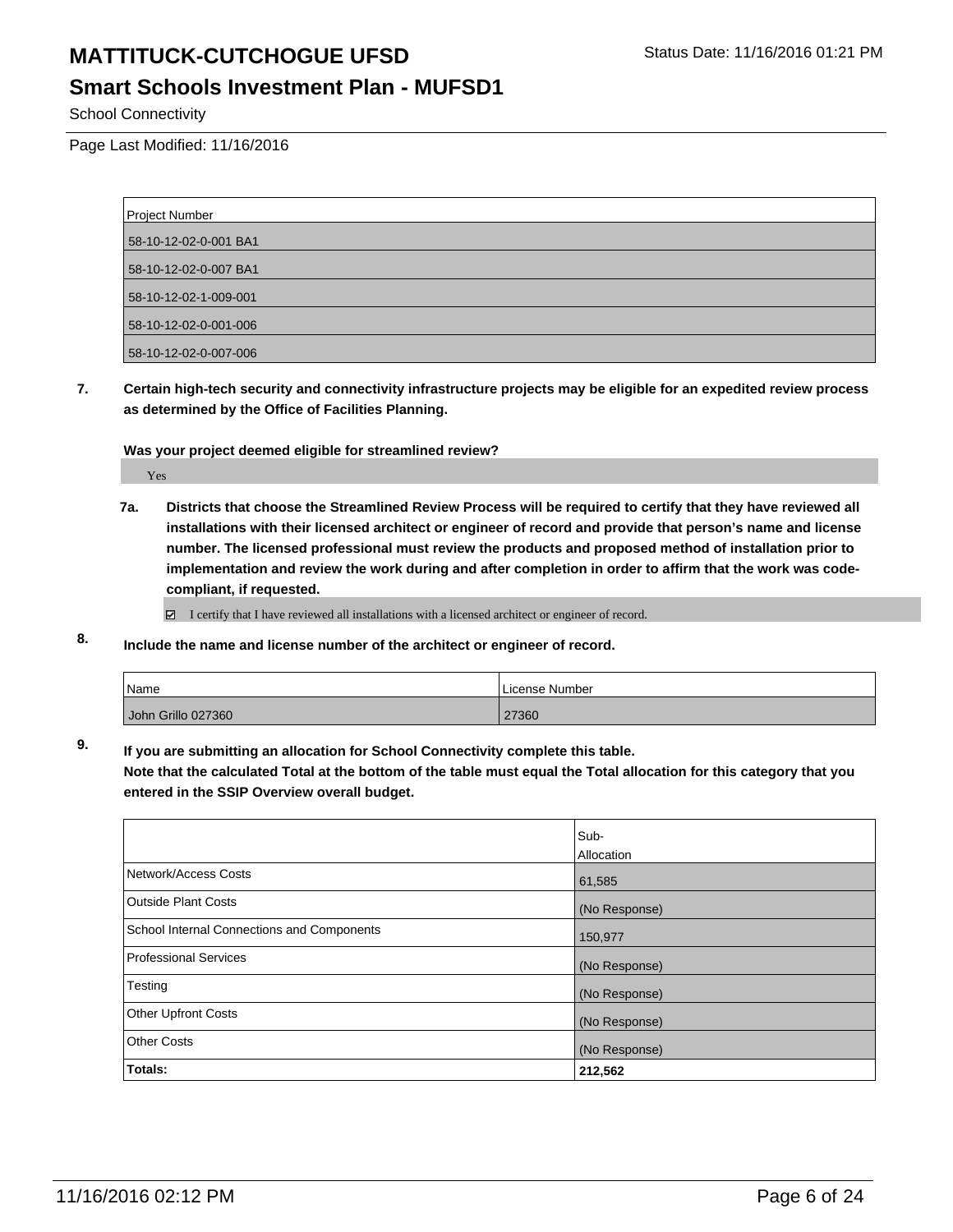# MATTITUCK-CUTCHOGUE UFSD

## Smart Schools Investment Plan - MUFSD1

School Connectivity

Page Last Modified: 11/16/2016

| Project Number |
|---|
| 58-10-12-02-0-001 BA1 |
| 58-10-12-02-0-007 BA1 |
| 58-10-12-02-1-009-001 |
| 58-10-12-02-0-001-006 |
| 58-10-12-02-0-007-006 |

**7. Certain high-tech security and connectivity infrastructure projects may be eligible for an expedited review process as determined by the Office of Facilities Planning.**

**Was your project deemed eligible for streamlined review?**

Yes

**7a. Districts that choose the Streamlined Review Process will be required to certify that they have reviewed all installations with their licensed architect or engineer of record and provide that person's name and license number. The licensed professional must review the products and proposed method of installation prior to implementation and review the work during and after completion in order to affirm that the work was code-compliant, if requested.**

☑ I certify that I have reviewed all installations with a licensed architect or engineer of record.

**8. Include the name and license number of the architect or engineer of record.**

| Name | License Number |
|---|---|
| John Grillo 027360 | 27360 |

**9. If you are submitting an allocation for School Connectivity complete this table.**
**Note that the calculated Total at the bottom of the table must equal the Total allocation for this category that you entered in the SSIP Overview overall budget.**

| | Sub-Allocation |
|---|---|
| Network/Access Costs | 61,585 |
| Outside Plant Costs | (No Response) |
| School Internal Connections and Components | 150,977 |
| Professional Services | (No Response) |
| Testing | (No Response) |
| Other Upfront Costs | (No Response) |
| Other Costs | (No Response) |
| **Totals:** | **212,562** |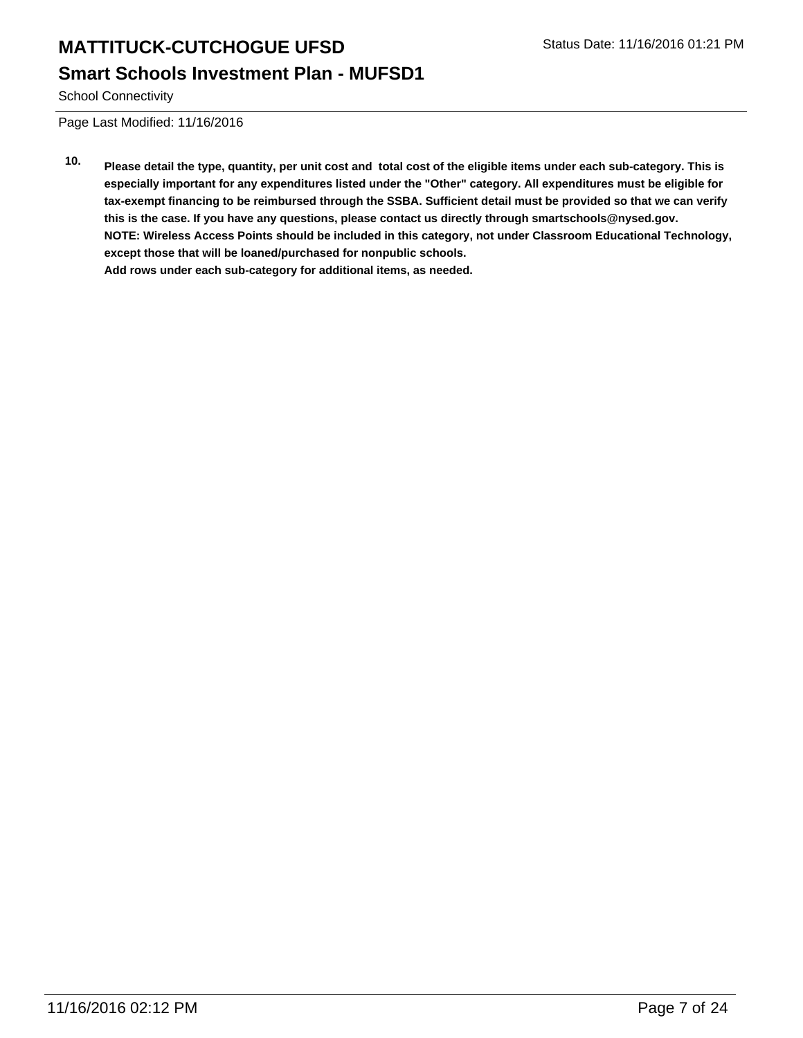School Connectivity

Page Last Modified: 11/16/2016

**10. Please detail the type, quantity, per unit cost and total cost of the eligible items under each sub-category. This is especially important for any expenditures listed under the "Other" category. All expenditures must be eligible for tax-exempt financing to be reimbursed through the SSBA. Sufficient detail must be provided so that we can verify this is the case. If you have any questions, please contact us directly through smartschools@nysed.gov.**
**NOTE: Wireless Access Points should be included in this category, not under Classroom Educational Technology, except those that will be loaned/purchased for nonpublic schools.**
**Add rows under each sub-category for additional items, as needed.**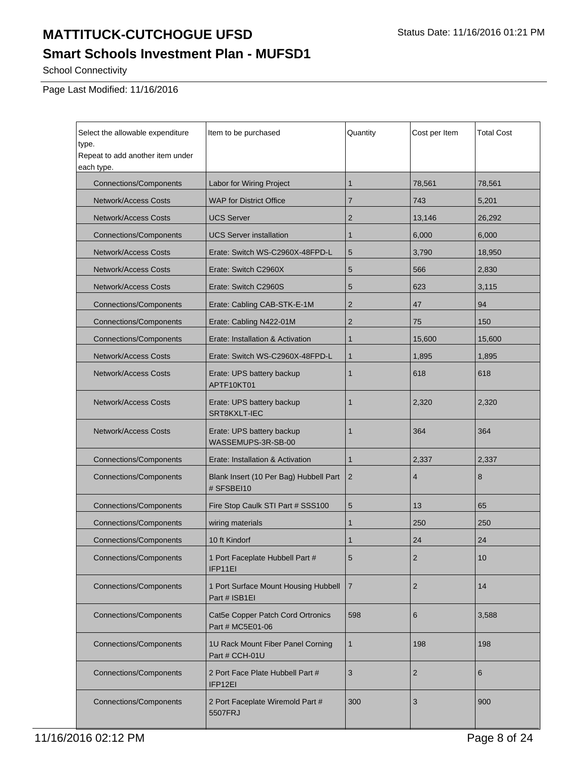# MATTITUCK-CUTCHOGUE UFSD

Status Date: 11/16/2016 01:21 PM

## Smart Schools Investment Plan - MUFSD1

School Connectivity

Page Last Modified: 11/16/2016

| Select the allowable expenditure type. Repeat to add another item under each type. | Item to be purchased | Quantity | Cost per Item | Total Cost |
|---|---|---|---|---|
| Connections/Components | Labor for Wiring Project | 1 | 78,561 | 78,561 |
| Network/Access Costs | WAP for District Office | 7 | 743 | 5,201 |
| Network/Access Costs | UCS Server | 2 | 13,146 | 26,292 |
| Connections/Components | UCS Server installation | 1 | 6,000 | 6,000 |
| Network/Access Costs | Erate: Switch WS-C2960X-48FPD-L | 5 | 3,790 | 18,950 |
| Network/Access Costs | Erate: Switch C2960X | 5 | 566 | 2,830 |
| Network/Access Costs | Erate: Switch C2960S | 5 | 623 | 3,115 |
| Connections/Components | Erate: Cabling CAB-STK-E-1M | 2 | 47 | 94 |
| Connections/Components | Erate: Cabling N422-01M | 2 | 75 | 150 |
| Connections/Components | Erate: Installation & Activation | 1 | 15,600 | 15,600 |
| Network/Access Costs | Erate: Switch WS-C2960X-48FPD-L | 1 | 1,895 | 1,895 |
| Network/Access Costs | Erate: UPS battery backup APTF10KT01 | 1 | 618 | 618 |
| Network/Access Costs | Erate: UPS battery backup SRT8KXLT-IEC | 1 | 2,320 | 2,320 |
| Network/Access Costs | Erate: UPS battery backup WASSEMUPS-3R-SB-00 | 1 | 364 | 364 |
| Connections/Components | Erate: Installation & Activation | 1 | 2,337 | 2,337 |
| Connections/Components | Blank Insert (10 Per Bag) Hubbell Part # SFSBEI10 | 2 | 4 | 8 |
| Connections/Components | Fire Stop Caulk STI Part # SSS100 | 5 | 13 | 65 |
| Connections/Components | wiring materials | 1 | 250 | 250 |
| Connections/Components | 10 ft Kindorf | 1 | 24 | 24 |
| Connections/Components | 1 Port Faceplate Hubbell Part # IFP11EI | 5 | 2 | 10 |
| Connections/Components | 1 Port Surface Mount Housing Hubbell Part # ISB1EI | 7 | 2 | 14 |
| Connections/Components | Cat5e Copper Patch Cord Ortronics Part # MC5E01-06 | 598 | 6 | 3,588 |
| Connections/Components | 1U Rack Mount Fiber Panel Corning Part # CCH-01U | 1 | 198 | 198 |
| Connections/Components | 2 Port Face Plate Hubbell Part # IFP12EI | 3 | 2 | 6 |
| Connections/Components | 2 Port Faceplate Wiremold Part # 5507FRJ | 300 | 3 | 900 |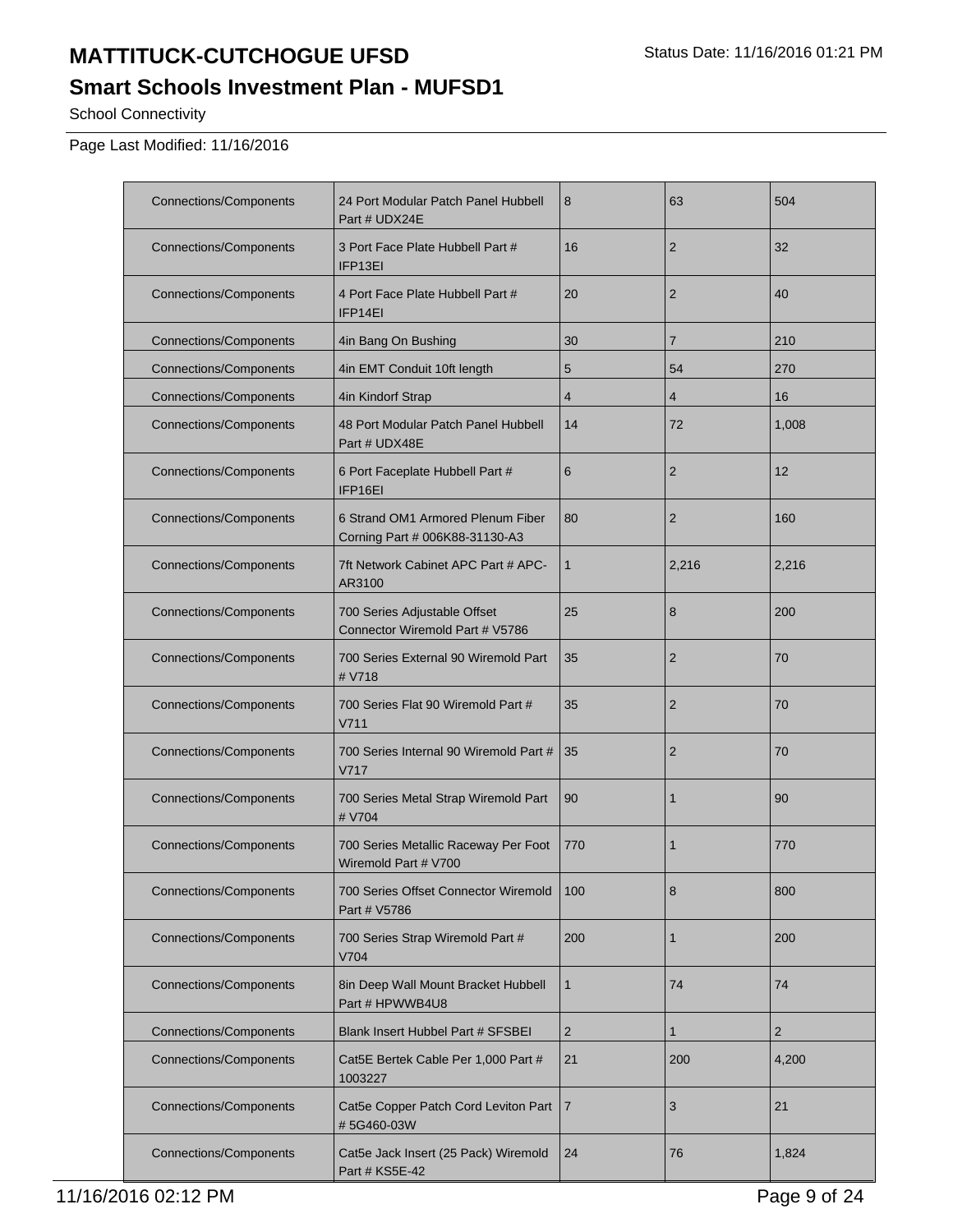# MATTITUCK-CUTCHOGUE UFSD

## Smart Schools Investment Plan - MUFSD1

School Connectivity

Page Last Modified: 11/16/2016

| | | | | |
|---|---|---|---|---|
| Connections/Components | 24 Port Modular Patch Panel Hubbell Part # UDX24E | 8 | 63 | 504 |
| Connections/Components | 3 Port Face Plate Hubbell Part # IFP13EI | 16 | 2 | 32 |
| Connections/Components | 4 Port Face Plate Hubbell Part # IFP14EI | 20 | 2 | 40 |
| Connections/Components | 4in Bang On Bushing | 30 | 7 | 210 |
| Connections/Components | 4in EMT Conduit 10ft length | 5 | 54 | 270 |
| Connections/Components | 4in Kindorf Strap | 4 | 4 | 16 |
| Connections/Components | 48 Port Modular Patch Panel Hubbell Part # UDX48E | 14 | 72 | 1,008 |
| Connections/Components | 6 Port Faceplate Hubbell Part # IFP16EI | 6 | 2 | 12 |
| Connections/Components | 6 Strand OM1 Armored Plenum Fiber Corning Part # 006K88-31130-A3 | 80 | 2 | 160 |
| Connections/Components | 7ft Network Cabinet APC Part # APC-AR3100 | 1 | 2,216 | 2,216 |
| Connections/Components | 700 Series Adjustable Offset Connector Wiremold Part # V5786 | 25 | 8 | 200 |
| Connections/Components | 700 Series External 90 Wiremold Part # V718 | 35 | 2 | 70 |
| Connections/Components | 700 Series Flat 90 Wiremold Part # V711 | 35 | 2 | 70 |
| Connections/Components | 700 Series Internal 90 Wiremold Part # V717 | 35 | 2 | 70 |
| Connections/Components | 700 Series Metal Strap Wiremold Part # V704 | 90 | 1 | 90 |
| Connections/Components | 700 Series Metallic Raceway Per Foot Wiremold Part # V700 | 770 | 1 | 770 |
| Connections/Components | 700 Series Offset Connector Wiremold Part # V5786 | 100 | 8 | 800 |
| Connections/Components | 700 Series Strap Wiremold Part # V704 | 200 | 1 | 200 |
| Connections/Components | 8in Deep Wall Mount Bracket Hubbell Part # HPWWB4U8 | 1 | 74 | 74 |
| Connections/Components | Blank Insert Hubbel Part # SFSBEI | 2 | 1 | 2 |
| Connections/Components | Cat5E Bertek Cable Per 1,000 Part # 1003227 | 21 | 200 | 4,200 |
| Connections/Components | Cat5e Copper Patch Cord Leviton Part # 5G460-03W | 7 | 3 | 21 |
| Connections/Components | Cat5e Jack Insert (25 Pack) Wiremold Part # KS5E-42 | 24 | 76 | 1,824 |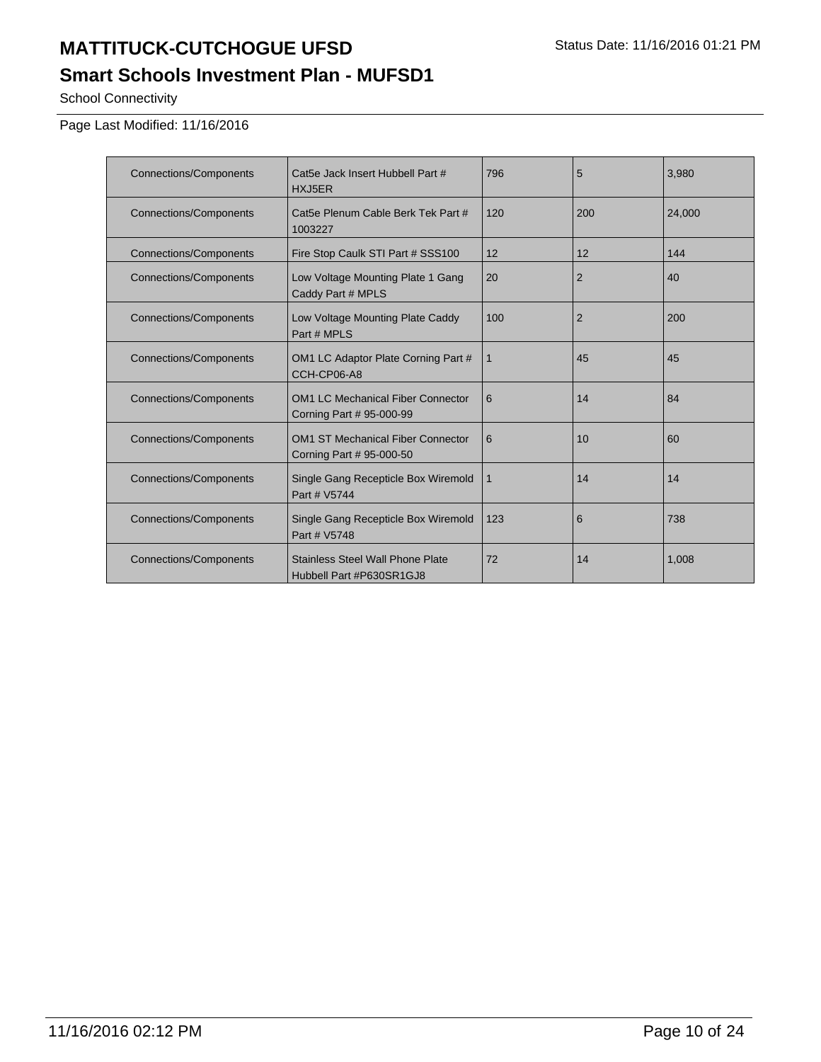# MATTITUCK-CUTCHOGUE UFSD

Status Date: 11/16/2016 01:21 PM

## Smart Schools Investment Plan - MUFSD1

School Connectivity

Page Last Modified: 11/16/2016

| | | | | |
|---|---|---|---|---|
| Connections/Components | Cat5e Jack Insert Hubbell Part # HXJ5ER | 796 | 5 | 3,980 |
| Connections/Components | Cat5e Plenum Cable Berk Tek Part # 1003227 | 120 | 200 | 24,000 |
| Connections/Components | Fire Stop Caulk STI Part # SSS100 | 12 | 12 | 144 |
| Connections/Components | Low Voltage Mounting Plate 1 Gang Caddy Part # MPLS | 20 | 2 | 40 |
| Connections/Components | Low Voltage Mounting Plate Caddy Part # MPLS | 100 | 2 | 200 |
| Connections/Components | OM1 LC Adaptor Plate Corning Part # CCH-CP06-A8 | 1 | 45 | 45 |
| Connections/Components | OM1 LC Mechanical Fiber Connector Corning Part # 95-000-99 | 6 | 14 | 84 |
| Connections/Components | OM1 ST Mechanical Fiber Connector Corning Part # 95-000-50 | 6 | 10 | 60 |
| Connections/Components | Single Gang Recepticle Box Wiremold Part # V5744 | 1 | 14 | 14 |
| Connections/Components | Single Gang Recepticle Box Wiremold Part # V5748 | 123 | 6 | 738 |
| Connections/Components | Stainless Steel Wall Phone Plate Hubbell Part #P630SR1GJ8 | 72 | 14 | 1,008 |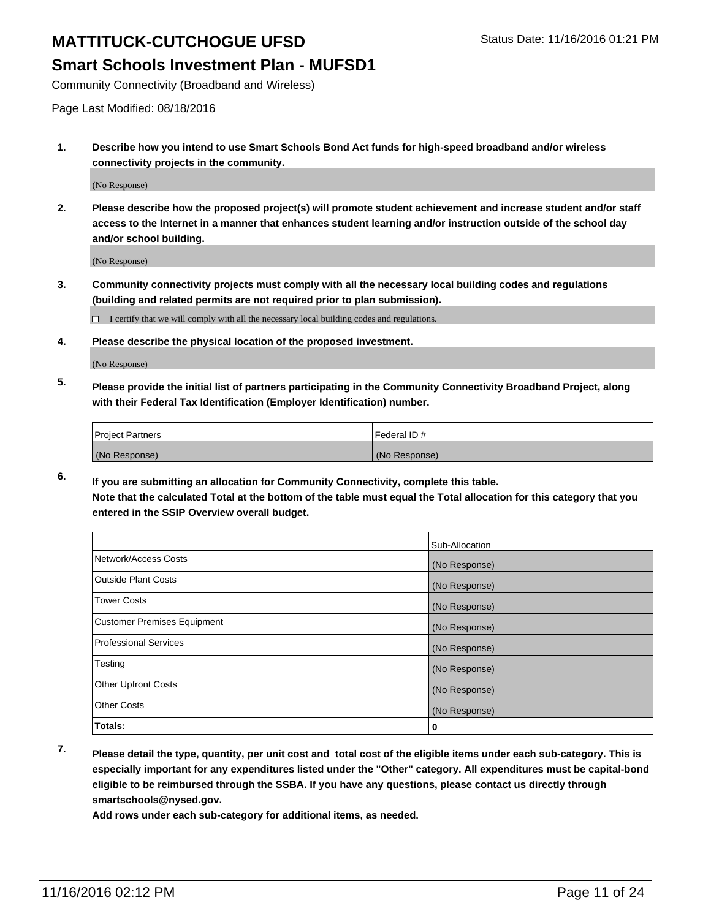# MATTITUCK-CUTCHOGUE UFSD

Status Date: 11/16/2016 01:21 PM

## Smart Schools Investment Plan - MUFSD1

Community Connectivity (Broadband and Wireless)

Page Last Modified: 08/18/2016

**1. Describe how you intend to use Smart Schools Bond Act funds for high-speed broadband and/or wireless connectivity projects in the community.**

(No Response)

**2. Please describe how the proposed project(s) will promote student achievement and increase student and/or staff access to the Internet in a manner that enhances student learning and/or instruction outside of the school day and/or school building.**

(No Response)

**3. Community connectivity projects must comply with all the necessary local building codes and regulations (building and related permits are not required prior to plan submission).**

☐ I certify that we will comply with all the necessary local building codes and regulations.

**4. Please describe the physical location of the proposed investment.**

(No Response)

**5. Please provide the initial list of partners participating in the Community Connectivity Broadband Project, along with their Federal Tax Identification (Employer Identification) number.**

| Project Partners | Federal ID # |
| --- | --- |
| (No Response) | (No Response) |

**6. If you are submitting an allocation for Community Connectivity, complete this table.**
**Note that the calculated Total at the bottom of the table must equal the Total allocation for this category that you entered in the SSIP Overview overall budget.**

| | Sub-Allocation |
| --- | --- |
| Network/Access Costs | (No Response) |
| Outside Plant Costs | (No Response) |
| Tower Costs | (No Response) |
| Customer Premises Equipment | (No Response) |
| Professional Services | (No Response) |
| Testing | (No Response) |
| Other Upfront Costs | (No Response) |
| Other Costs | (No Response) |
| **Totals:** | **0** |

**7. Please detail the type, quantity, per unit cost and total cost of the eligible items under each sub-category. This is especially important for any expenditures listed under the "Other" category. All expenditures must be capital-bond eligible to be reimbursed through the SSBA. If you have any questions, please contact us directly through smartschools@nysed.gov.**
**Add rows under each sub-category for additional items, as needed.**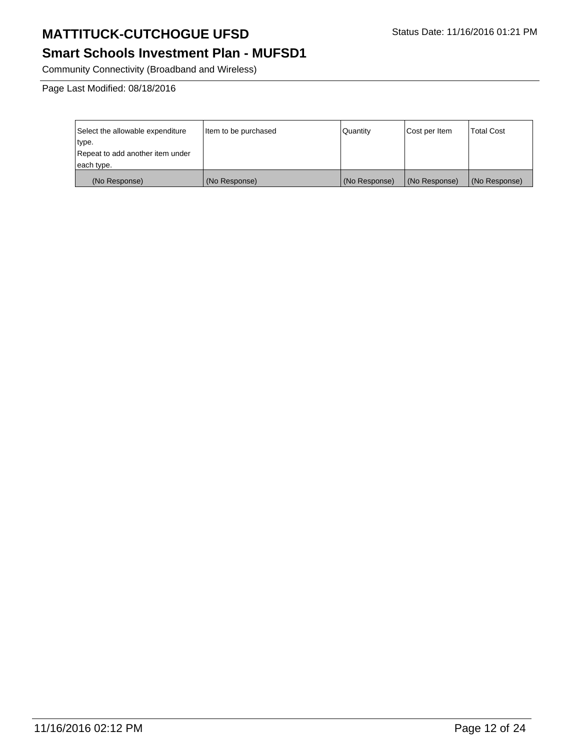# MATTITUCK-CUTCHOGUE UFSD

Status Date: 11/16/2016 01:21 PM

## Smart Schools Investment Plan - MUFSD1

Community Connectivity (Broadband and Wireless)

Page Last Modified: 08/18/2016

| Select the allowable expenditure type. Repeat to add another item under each type. | Item to be purchased | Quantity | Cost per Item | Total Cost |
|---|---|---|---|---|
| (No Response) | (No Response) | (No Response) | (No Response) | (No Response) |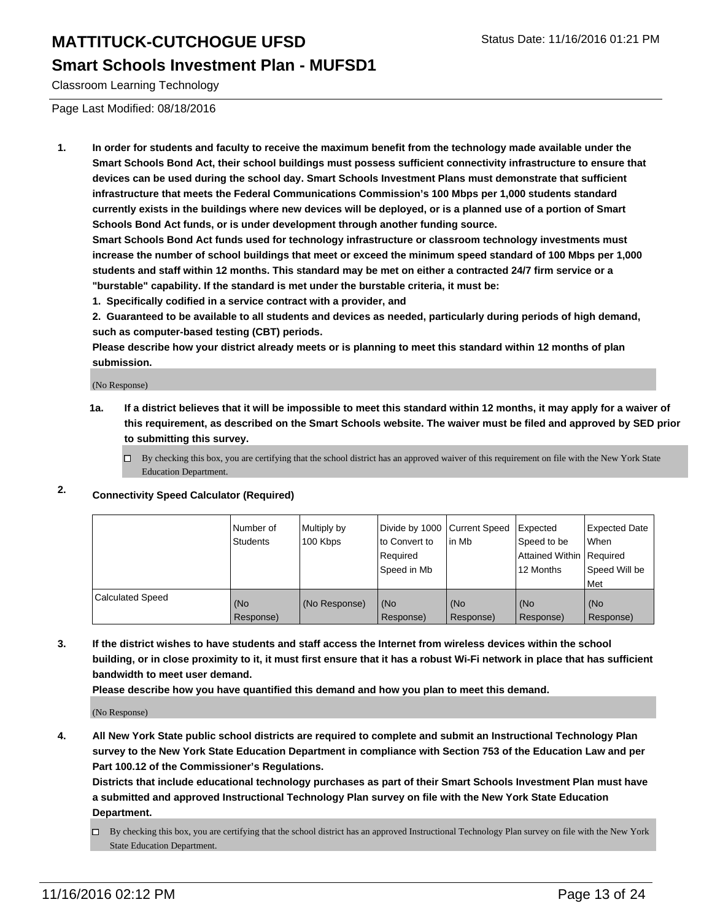# MATTITUCK-CUTCHOGUE UFSD

Status Date: 11/16/2016 01:21 PM

## Smart Schools Investment Plan - MUFSD1

Classroom Learning Technology

Page Last Modified: 08/18/2016

1. **In order for students and faculty to receive the maximum benefit from the technology made available under the Smart Schools Bond Act, their school buildings must possess sufficient connectivity infrastructure to ensure that devices can be used during the school day. Smart Schools Investment Plans must demonstrate that sufficient infrastructure that meets the Federal Communications Commission's 100 Mbps per 1,000 students standard currently exists in the buildings where new devices will be deployed, or is a planned use of a portion of Smart Schools Bond Act funds, or is under development through another funding source.**

   **Smart Schools Bond Act funds used for technology infrastructure or classroom technology investments must increase the number of school buildings that meet or exceed the minimum speed standard of 100 Mbps per 1,000 students and staff within 12 months. This standard may be met on either a contracted 24/7 firm service or a "burstable" capability. If the standard is met under the burstable criteria, it must be:**

   **1. Specifically codified in a service contract with a provider, and**

   **2. Guaranteed to be available to all students and devices as needed, particularly during periods of high demand, such as computer-based testing (CBT) periods.**

   **Please describe how your district already meets or is planning to meet this standard within 12 months of plan submission.**

   (No Response)

   **1a. If a district believes that it will be impossible to meet this standard within 12 months, it may apply for a waiver of this requirement, as described on the Smart Schools website. The waiver must be filed and approved by SED prior to submitting this survey.**

   ☐ By checking this box, you are certifying that the school district has an approved waiver of this requirement on file with the New York State Education Department.

2. **Connectivity Speed Calculator (Required)**

|  | Number of Students | Multiply by 100 Kbps | Divide by 1000 to Convert to Required Speed in Mb | Current Speed in Mb | Expected Speed to be Attained Within 12 Months | Expected Date When Required Speed Will be Met |
|---|---|---|---|---|---|---|
| Calculated Speed | (No Response) | (No Response) | (No Response) | (No Response) | (No Response) | (No Response) |

3. **If the district wishes to have students and staff access the Internet from wireless devices within the school building, or in close proximity to it, it must first ensure that it has a robust Wi-Fi network in place that has sufficient bandwidth to meet user demand.**

   **Please describe how you have quantified this demand and how you plan to meet this demand.**

   (No Response)

4. **All New York State public school districts are required to complete and submit an Instructional Technology Plan survey to the New York State Education Department in compliance with Section 753 of the Education Law and per Part 100.12 of the Commissioner's Regulations.**

   **Districts that include educational technology purchases as part of their Smart Schools Investment Plan must have a submitted and approved Instructional Technology Plan survey on file with the New York State Education Department.**

   ☐ By checking this box, you are certifying that the school district has an approved Instructional Technology Plan survey on file with the New York State Education Department.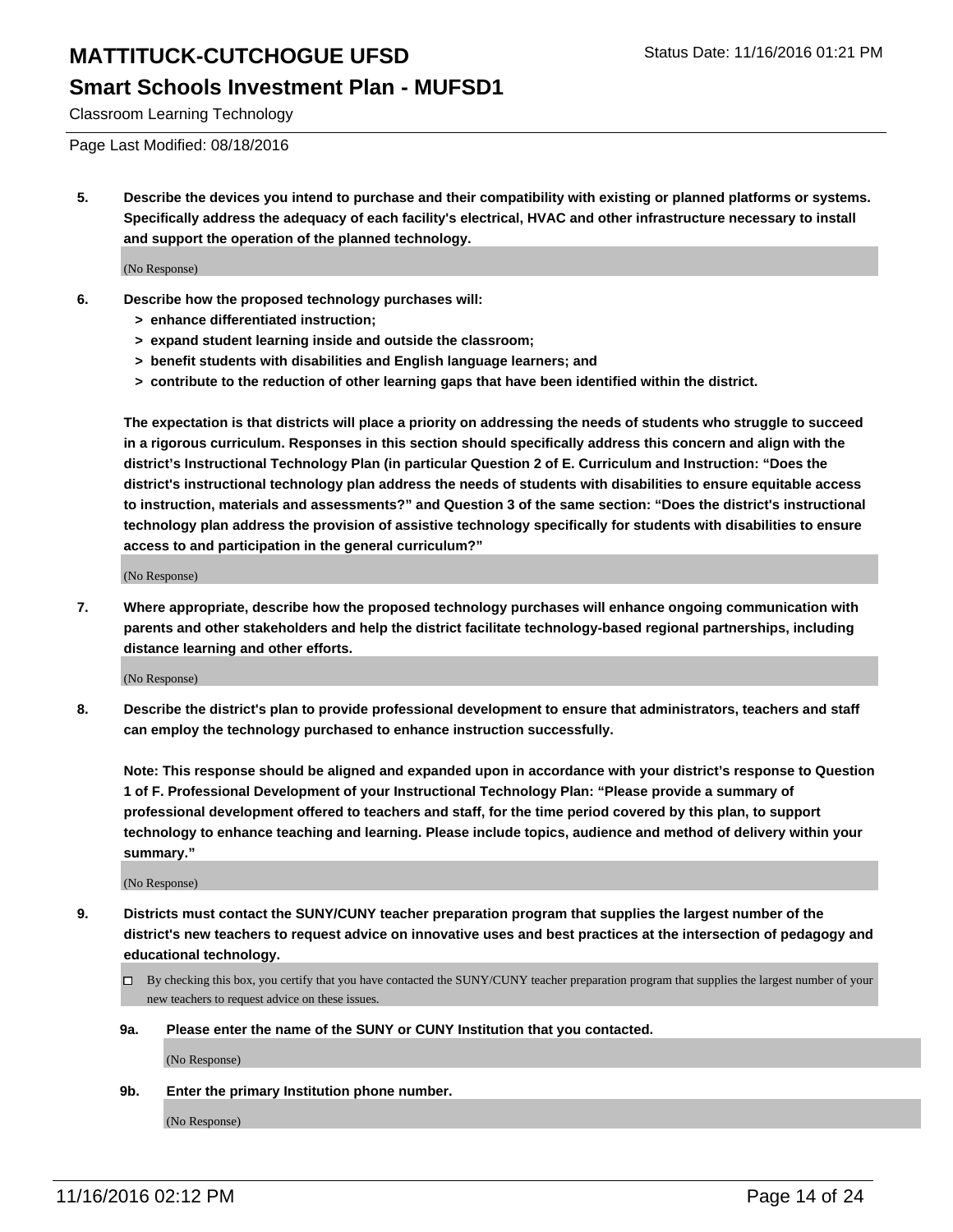5. **Describe the devices you intend to purchase and their compatibility with existing or planned platforms or systems. Specifically address the adequacy of each facility's electrical, HVAC and other infrastructure necessary to install and support the operation of the planned technology.**

   (No Response)

6. **Describe how the proposed technology purchases will:**
   - **> enhance differentiated instruction;**
   - **> expand student learning inside and outside the classroom;**
   - **> benefit students with disabilities and English language learners; and**
   - **> contribute to the reduction of other learning gaps that have been identified within the district.**

   **The expectation is that districts will place a priority on addressing the needs of students who struggle to succeed in a rigorous curriculum. Responses in this section should specifically address this concern and align with the district's Instructional Technology Plan (in particular Question 2 of E. Curriculum and Instruction: "Does the district's instructional technology plan address the needs of students with disabilities to ensure equitable access to instruction, materials and assessments?" and Question 3 of the same section: "Does the district's instructional technology plan address the provision of assistive technology specifically for students with disabilities to ensure access to and participation in the general curriculum?"**

   (No Response)

7. **Where appropriate, describe how the proposed technology purchases will enhance ongoing communication with parents and other stakeholders and help the district facilitate technology-based regional partnerships, including distance learning and other efforts.**

   (No Response)

8. **Describe the district's plan to provide professional development to ensure that administrators, teachers and staff can employ the technology purchased to enhance instruction successfully.**

   **Note: This response should be aligned and expanded upon in accordance with your district's response to Question 1 of F. Professional Development of your Instructional Technology Plan: "Please provide a summary of professional development offered to teachers and staff, for the time period covered by this plan, to support technology to enhance teaching and learning. Please include topics, audience and method of delivery within your summary."**

   (No Response)

9. **Districts must contact the SUNY/CUNY teacher preparation program that supplies the largest number of the district's new teachers to request advice on innovative uses and best practices at the intersection of pedagogy and educational technology.**

   ☐ By checking this box, you certify that you have contacted the SUNY/CUNY teacher preparation program that supplies the largest number of your new teachers to request advice on these issues.

   **9a. Please enter the name of the SUNY or CUNY Institution that you contacted.**

   (No Response)

   **9b. Enter the primary Institution phone number.**

   (No Response)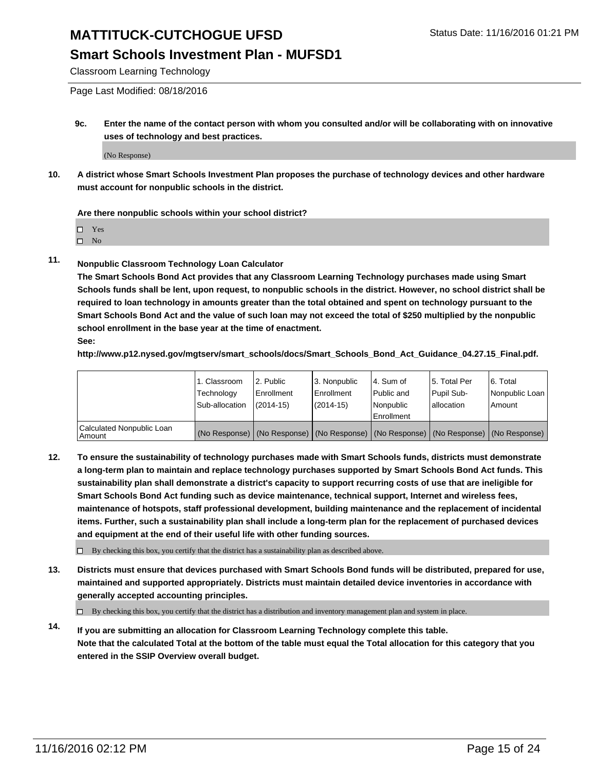**9c. Enter the name of the contact person with whom you consulted and/or will be collaborating with on innovative uses of technology and best practices.**

(No Response)

**10. A district whose Smart Schools Investment Plan proposes the purchase of technology devices and other hardware must account for nonpublic schools in the district.**

**Are there nonpublic schools within your school district?**

- ☐ Yes
- ☐ No

**11. Nonpublic Classroom Technology Loan Calculator**

**The Smart Schools Bond Act provides that any Classroom Learning Technology purchases made using Smart Schools funds shall be lent, upon request, to nonpublic schools in the district. However, no school district shall be required to loan technology in amounts greater than the total obtained and spent on technology pursuant to the Smart Schools Bond Act and the value of such loan may not exceed the total of $250 multiplied by the nonpublic school enrollment in the base year at the time of enactment.**

**See:**

**http://www.p12.nysed.gov/mgtserv/smart_schools/docs/Smart_Schools_Bond_Act_Guidance_04.27.15_Final.pdf.**

| | 1. Classroom Technology Sub-allocation | 2. Public Enrollment (2014-15) | 3. Nonpublic Enrollment (2014-15) | 4. Sum of Public and Nonpublic Enrollment | 5. Total Per Pupil Sub-allocation | 6. Total Nonpublic Loan Amount |
|---|---|---|---|---|---|---|
| Calculated Nonpublic Loan Amount | (No Response) | (No Response) | (No Response) | (No Response) | (No Response) | (No Response) |

**12. To ensure the sustainability of technology purchases made with Smart Schools funds, districts must demonstrate a long-term plan to maintain and replace technology purchases supported by Smart Schools Bond Act funds. This sustainability plan shall demonstrate a district's capacity to support recurring costs of use that are ineligible for Smart Schools Bond Act funding such as device maintenance, technical support, Internet and wireless fees, maintenance of hotspots, staff professional development, building maintenance and the replacement of incidental items. Further, such a sustainability plan shall include a long-term plan for the replacement of purchased devices and equipment at the end of their useful life with other funding sources.**

☐ By checking this box, you certify that the district has a sustainability plan as described above.

**13. Districts must ensure that devices purchased with Smart Schools Bond funds will be distributed, prepared for use, maintained and supported appropriately. Districts must maintain detailed device inventories in accordance with generally accepted accounting principles.**

☐ By checking this box, you certify that the district has a distribution and inventory management plan and system in place.

**14. If you are submitting an allocation for Classroom Learning Technology complete this table. Note that the calculated Total at the bottom of the table must equal the Total allocation for this category that you entered in the SSIP Overview overall budget.**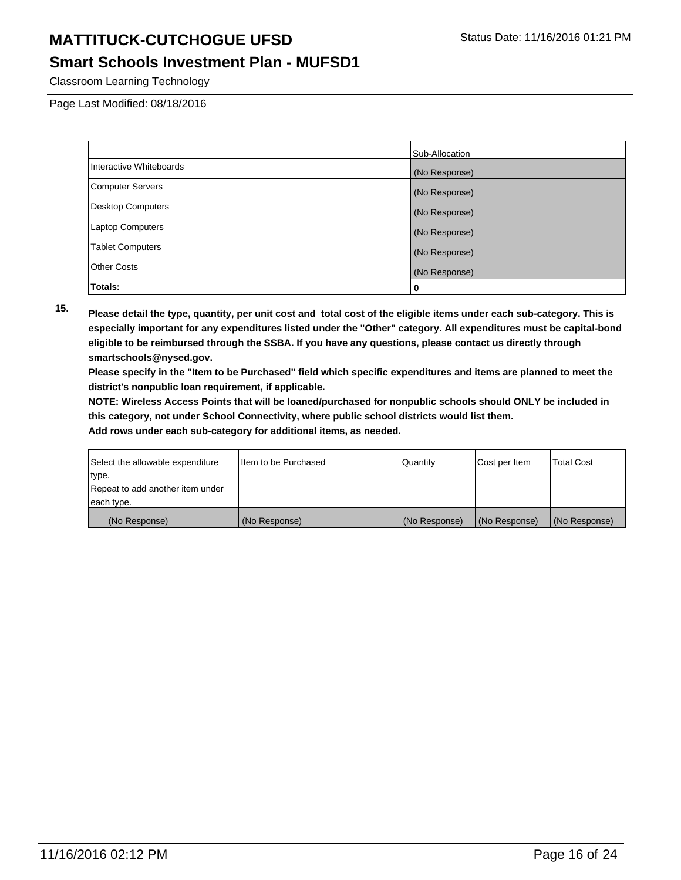# MATTITUCK-CUTCHOGUE UFSD

## Smart Schools Investment Plan - MUFSD1

Classroom Learning Technology

Page Last Modified: 08/18/2016

| | Sub-Allocation |
|---|---|
| Interactive Whiteboards | (No Response) |
| Computer Servers | (No Response) |
| Desktop Computers | (No Response) |
| Laptop Computers | (No Response) |
| Tablet Computers | (No Response) |
| Other Costs | (No Response) |
| **Totals:** | **0** |

**15.** **Please detail the type, quantity, per unit cost and total cost of the eligible items under each sub-category. This is especially important for any expenditures listed under the "Other" category. All expenditures must be capital-bond eligible to be reimbursed through the SSBA. If you have any questions, please contact us directly through smartschools@nysed.gov.**

**Please specify in the "Item to be Purchased" field which specific expenditures and items are planned to meet the district's nonpublic loan requirement, if applicable.**

**NOTE: Wireless Access Points that will be loaned/purchased for nonpublic schools should ONLY be included in this category, not under School Connectivity, where public school districts would list them.**

**Add rows under each sub-category for additional items, as needed.**

| Select the allowable expenditure type. Repeat to add another item under each type. | Item to be Purchased | Quantity | Cost per Item | Total Cost |
|---|---|---|---|---|
| (No Response) | (No Response) | (No Response) | (No Response) | (No Response) |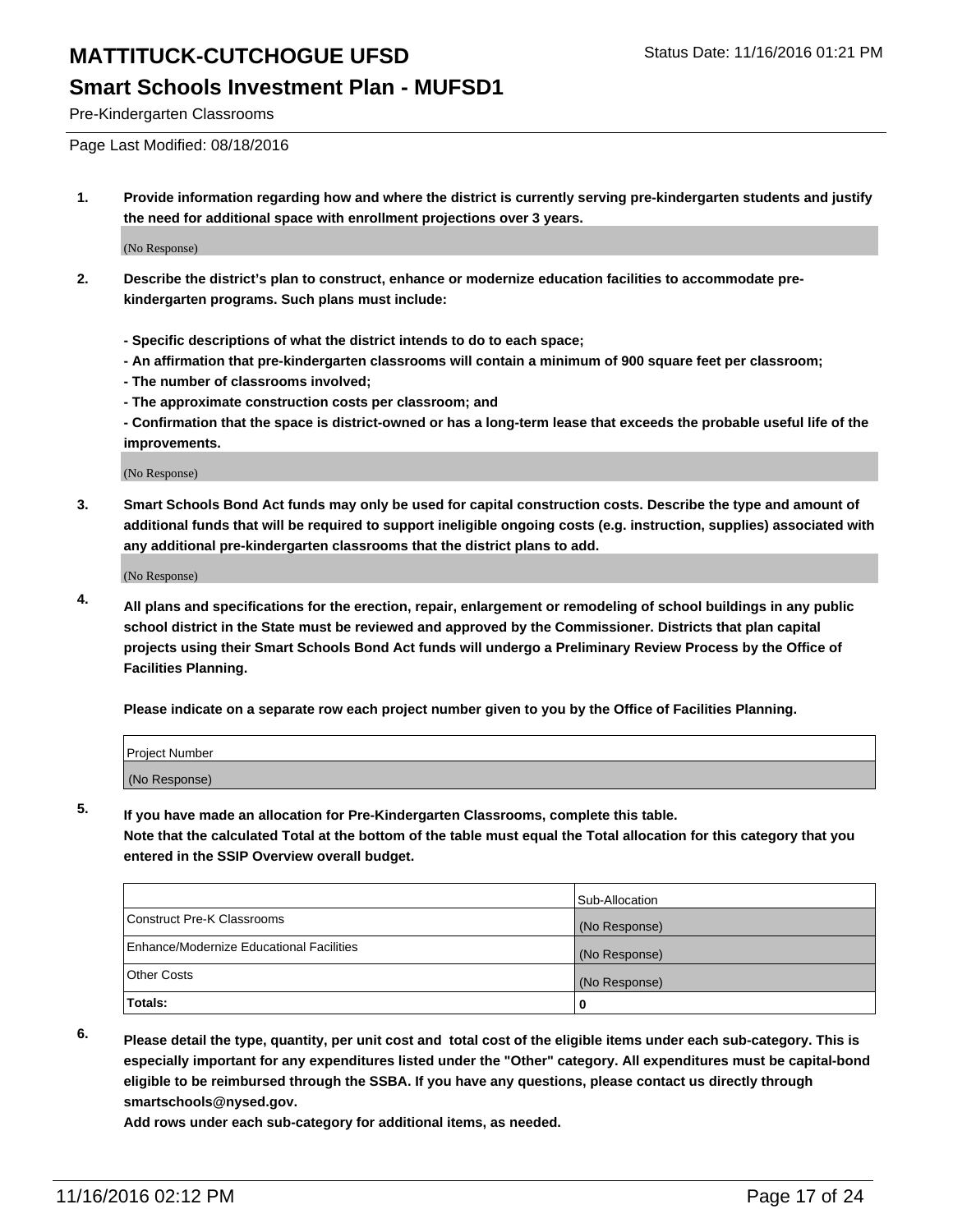# MATTITUCK-CUTCHOGUE UFSD

Status Date: 11/16/2016 01:21 PM

## Smart Schools Investment Plan - MUFSD1

Pre-Kindergarten Classrooms

Page Last Modified: 08/18/2016

**1. Provide information regarding how and where the district is currently serving pre-kindergarten students and justify the need for additional space with enrollment projections over 3 years.**

(No Response)

**2. Describe the district's plan to construct, enhance or modernize education facilities to accommodate pre-kindergarten programs. Such plans must include:**

**- Specific descriptions of what the district intends to do to each space;**
**- An affirmation that pre-kindergarten classrooms will contain a minimum of 900 square feet per classroom;**
**- The number of classrooms involved;**
**- The approximate construction costs per classroom; and**
**- Confirmation that the space is district-owned or has a long-term lease that exceeds the probable useful life of the improvements.**

(No Response)

**3. Smart Schools Bond Act funds may only be used for capital construction costs. Describe the type and amount of additional funds that will be required to support ineligible ongoing costs (e.g. instruction, supplies) associated with any additional pre-kindergarten classrooms that the district plans to add.**

(No Response)

**4. All plans and specifications for the erection, repair, enlargement or remodeling of school buildings in any public school district in the State must be reviewed and approved by the Commissioner. Districts that plan capital projects using their Smart Schools Bond Act funds will undergo a Preliminary Review Process by the Office of Facilities Planning.**

**Please indicate on a separate row each project number given to you by the Office of Facilities Planning.**

| Project Number |
|---|
| (No Response) |

**5. If you have made an allocation for Pre-Kindergarten Classrooms, complete this table.**
**Note that the calculated Total at the bottom of the table must equal the Total allocation for this category that you entered in the SSIP Overview overall budget.**

| | Sub-Allocation |
|---|---|
| Construct Pre-K Classrooms | (No Response) |
| Enhance/Modernize Educational Facilities | (No Response) |
| Other Costs | (No Response) |
| **Totals:** | **0** |

**6. Please detail the type, quantity, per unit cost and total cost of the eligible items under each sub-category. This is especially important for any expenditures listed under the "Other" category. All expenditures must be capital-bond eligible to be reimbursed through the SSBA. If you have any questions, please contact us directly through smartschools@nysed.gov.**
**Add rows under each sub-category for additional items, as needed.**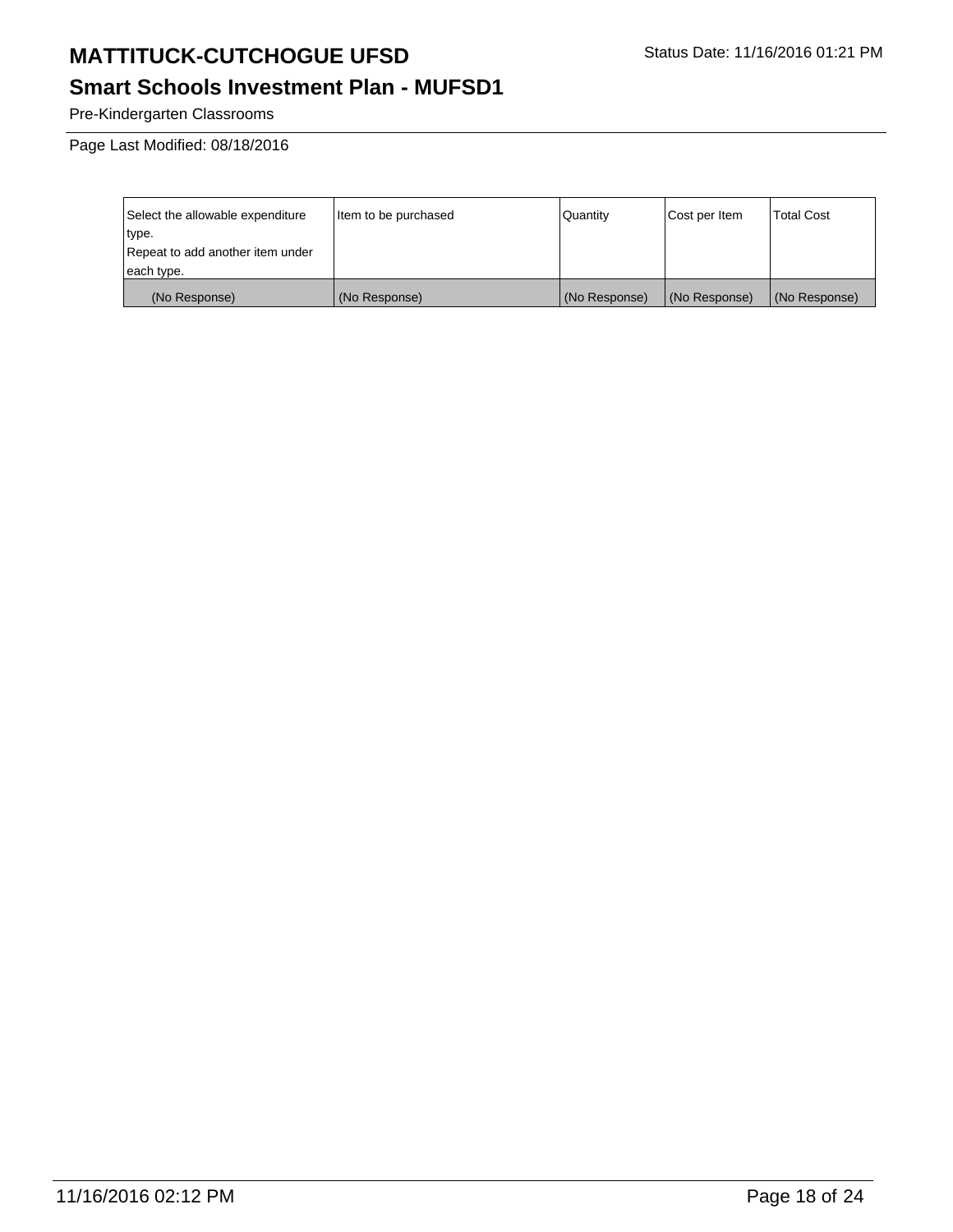# MATTITUCK-CUTCHOGUE UFSD

Status Date: 11/16/2016 01:21 PM

## Smart Schools Investment Plan - MUFSD1

Pre-Kindergarten Classrooms

Page Last Modified: 08/18/2016

| Select the allowable expenditure type. Repeat to add another item under each type. | Item to be purchased | Quantity | Cost per Item | Total Cost |
|---|---|---|---|---|
| (No Response) | (No Response) | (No Response) | (No Response) | (No Response) |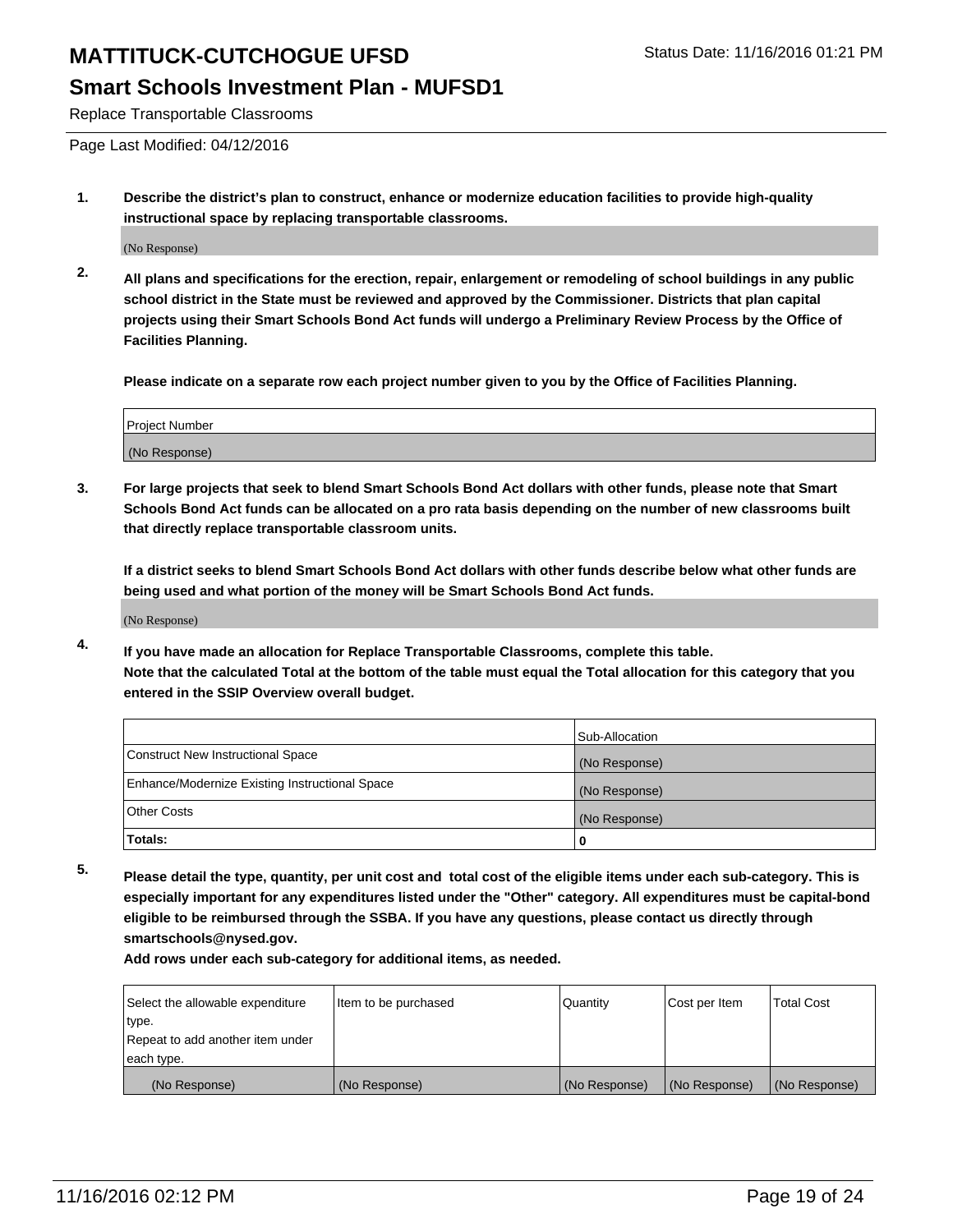# MATTITUCK-CUTCHOGUE UFSD

Status Date: 11/16/2016 01:21 PM

## Smart Schools Investment Plan - MUFSD1

Replace Transportable Classrooms

Page Last Modified: 04/12/2016

**1. Describe the district's plan to construct, enhance or modernize education facilities to provide high-quality instructional space by replacing transportable classrooms.**

(No Response)

**2. All plans and specifications for the erection, repair, enlargement or remodeling of school buildings in any public school district in the State must be reviewed and approved by the Commissioner. Districts that plan capital projects using their Smart Schools Bond Act funds will undergo a Preliminary Review Process by the Office of Facilities Planning.**

**Please indicate on a separate row each project number given to you by the Office of Facilities Planning.**

| Project Number |
| --- |
| (No Response) |

**3. For large projects that seek to blend Smart Schools Bond Act dollars with other funds, please note that Smart Schools Bond Act funds can be allocated on a pro rata basis depending on the number of new classrooms built that directly replace transportable classroom units.**

**If a district seeks to blend Smart Schools Bond Act dollars with other funds describe below what other funds are being used and what portion of the money will be Smart Schools Bond Act funds.**

(No Response)

**4. If you have made an allocation for Replace Transportable Classrooms, complete this table. Note that the calculated Total at the bottom of the table must equal the Total allocation for this category that you entered in the SSIP Overview overall budget.**

| | Sub-Allocation |
| --- | --- |
| Construct New Instructional Space | (No Response) |
| Enhance/Modernize Existing Instructional Space | (No Response) |
| Other Costs | (No Response) |
| **Totals:** | **0** |

**5. Please detail the type, quantity, per unit cost and total cost of the eligible items under each sub-category. This is especially important for any expenditures listed under the "Other" category. All expenditures must be capital-bond eligible to be reimbursed through the SSBA. If you have any questions, please contact us directly through smartschools@nysed.gov.**

**Add rows under each sub-category for additional items, as needed.**

| Select the allowable expenditure type. Repeat to add another item under each type. | Item to be purchased | Quantity | Cost per Item | Total Cost |
| --- | --- | --- | --- | --- |
| (No Response) | (No Response) | (No Response) | (No Response) | (No Response) |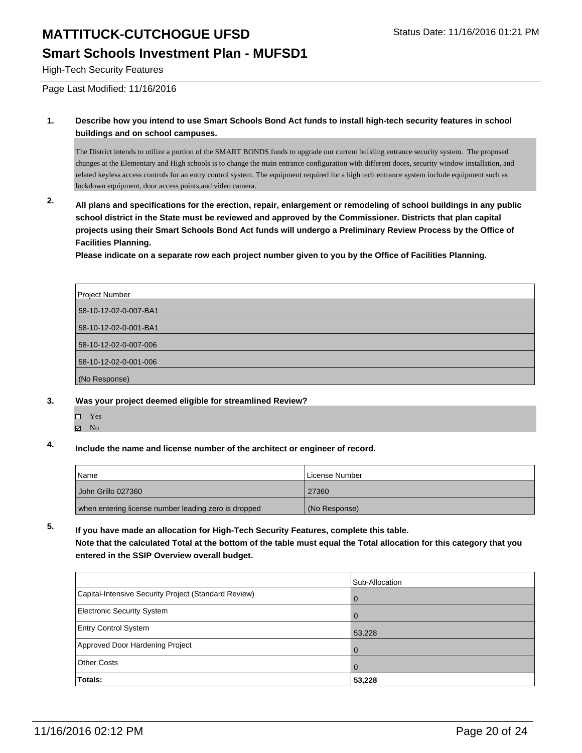# MATTITUCK-CUTCHOGUE UFSD

Status Date: 11/16/2016 01:21 PM

## Smart Schools Investment Plan - MUFSD1

High-Tech Security Features

Page Last Modified: 11/16/2016

**1. Describe how you intend to use Smart Schools Bond Act funds to install high-tech security features in school buildings and on school campuses.**

The District intends to utilize a portion of the SMART BONDS funds to upgrade our current building entrance security system. The proposed changes at the Elementary and High schools is to change the main entrance configuration with different doors, security window installation, and related keyless access controls for an entry control system. The equipment required for a high tech entrance system include equipment such as lockdown equipment, door access points,and video camera.

**2. All plans and specifications for the erection, repair, enlargement or remodeling of school buildings in any public school district in the State must be reviewed and approved by the Commissioner. Districts that plan capital projects using their Smart Schools Bond Act funds will undergo a Preliminary Review Process by the Office of Facilities Planning.**

**Please indicate on a separate row each project number given to you by the Office of Facilities Planning.**

| Project Number |
|---|
| 58-10-12-02-0-007-BA1 |
| 58-10-12-02-0-001-BA1 |
| 58-10-12-02-0-007-006 |
| 58-10-12-02-0-001-006 |
| (No Response) |

**3. Was your project deemed eligible for streamlined Review?**

- ☐ Yes
- ☑ No

**4. Include the name and license number of the architect or engineer of record.**

| Name | License Number |
|---|---|
| John Grillo 027360 | 27360 |
| when entering license number leading zero is dropped | (No Response) |

**5. If you have made an allocation for High-Tech Security Features, complete this table.**
**Note that the calculated Total at the bottom of the table must equal the Total allocation for this category that you entered in the SSIP Overview overall budget.**

| | Sub-Allocation |
|---|---|
| Capital-Intensive Security Project (Standard Review) | 0 |
| Electronic Security System | 0 |
| Entry Control System | 53,228 |
| Approved Door Hardening Project | 0 |
| Other Costs | 0 |
| **Totals:** | **53,228** |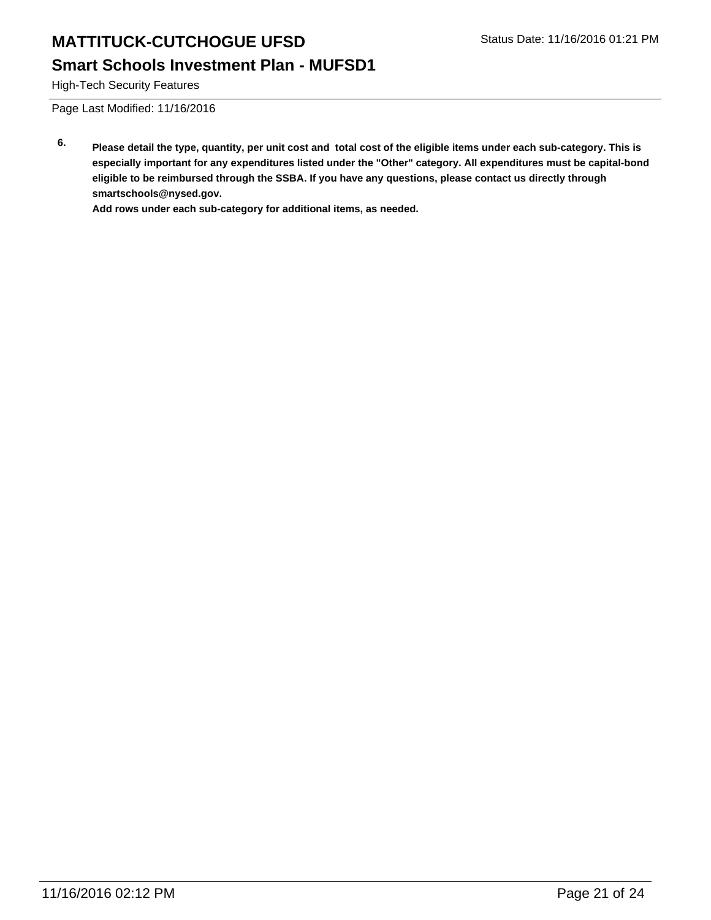**6.** **Please detail the type, quantity, per unit cost and total cost of the eligible items under each sub-category. This is especially important for any expenditures listed under the "Other" category. All expenditures must be capital-bond eligible to be reimbursed through the SSBA. If you have any questions, please contact us directly through smartschools@nysed.gov.**

**Add rows under each sub-category for additional items, as needed.**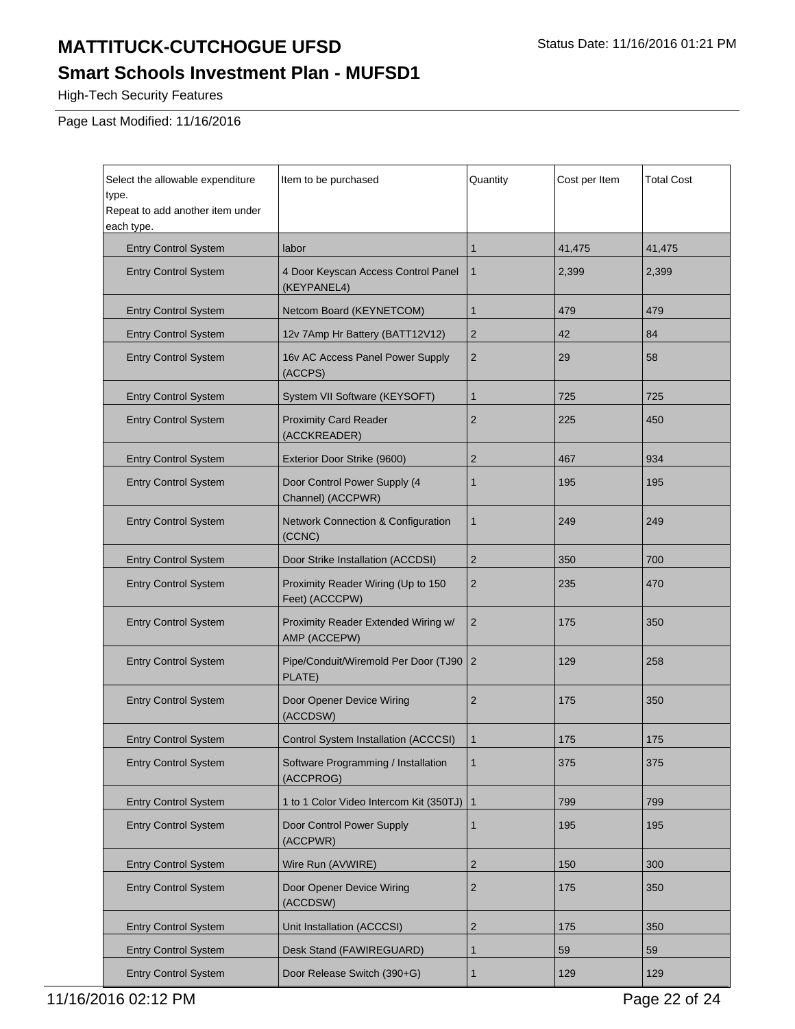# MATTITUCK-CUTCHOGUE UFSD

Status Date: 11/16/2016 01:21 PM

## Smart Schools Investment Plan - MUFSD1

High-Tech Security Features

Page Last Modified: 11/16/2016

| Select the allowable expenditure type. Repeat to add another item under each type. | Item to be purchased | Quantity | Cost per Item | Total Cost |
|---|---|---|---|---|
| Entry Control System | labor | 1 | 41,475 | 41,475 |
| Entry Control System | 4 Door Keyscan Access Control Panel (KEYPANEL4) | 1 | 2,399 | 2,399 |
| Entry Control System | Netcom Board (KEYNETCOM) | 1 | 479 | 479 |
| Entry Control System | 12v 7Amp Hr Battery (BATT12V12) | 2 | 42 | 84 |
| Entry Control System | 16v AC Access Panel Power Supply (ACCPS) | 2 | 29 | 58 |
| Entry Control System | System VII Software (KEYSOFT) | 1 | 725 | 725 |
| Entry Control System | Proximity Card Reader (ACCKREADER) | 2 | 225 | 450 |
| Entry Control System | Exterior Door Strike (9600) | 2 | 467 | 934 |
| Entry Control System | Door Control Power Supply (4 Channel) (ACCPWR) | 1 | 195 | 195 |
| Entry Control System | Network Connection & Configuration (CCNC) | 1 | 249 | 249 |
| Entry Control System | Door Strike Installation (ACCDSI) | 2 | 350 | 700 |
| Entry Control System | Proximity Reader Wiring (Up to 150 Feet) (ACCCPW) | 2 | 235 | 470 |
| Entry Control System | Proximity Reader Extended Wiring w/ AMP (ACCEPW) | 2 | 175 | 350 |
| Entry Control System | Pipe/Conduit/Wiremold Per Door (TJ90 PLATE) | 2 | 129 | 258 |
| Entry Control System | Door Opener Device Wiring (ACCDSW) | 2 | 175 | 350 |
| Entry Control System | Control System Installation (ACCCSI) | 1 | 175 | 175 |
| Entry Control System | Software Programming / Installation (ACCPROG) | 1 | 375 | 375 |
| Entry Control System | 1 to 1 Color Video Intercom Kit (350TJ) | 1 | 799 | 799 |
| Entry Control System | Door Control Power Supply (ACCPWR) | 1 | 195 | 195 |
| Entry Control System | Wire Run (AVWIRE) | 2 | 150 | 300 |
| Entry Control System | Door Opener Device Wiring (ACCDSW) | 2 | 175 | 350 |
| Entry Control System | Unit Installation (ACCCSI) | 2 | 175 | 350 |
| Entry Control System | Desk Stand (FAWIREGUARD) | 1 | 59 | 59 |
| Entry Control System | Door Release Switch (390+G) | 1 | 129 | 129 |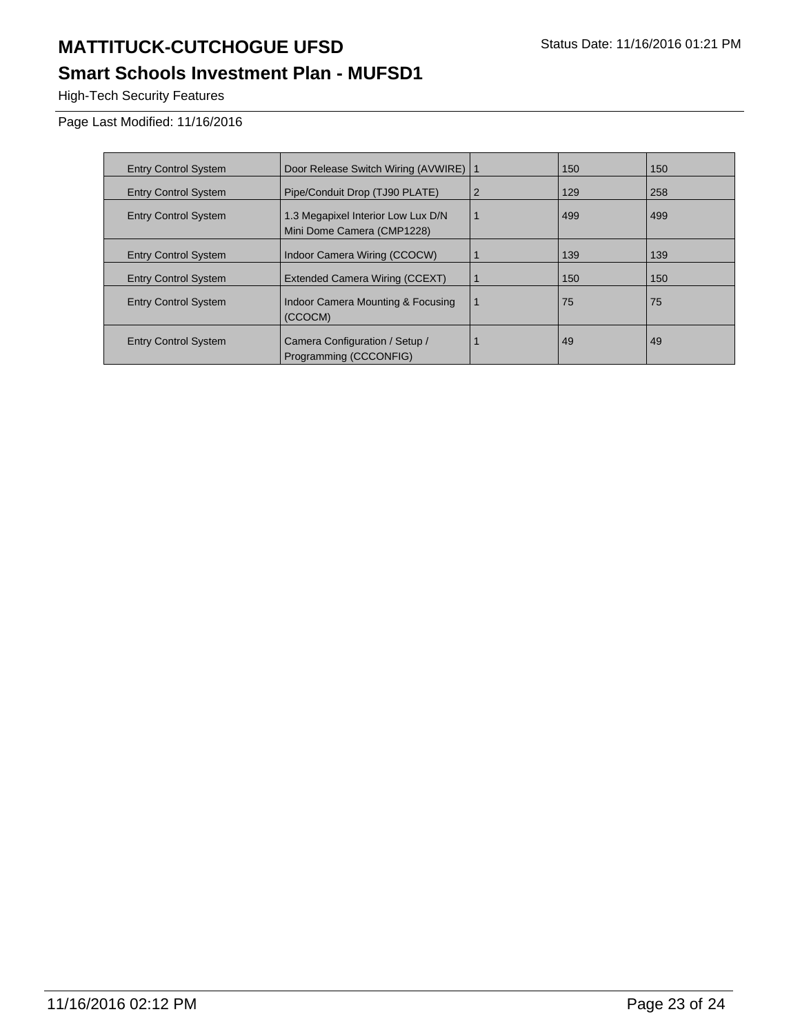| Entry Control System | Door Release Switch Wiring (AVWIRE) | 1 | 150 | 150 |
|---|---|---|---|---|
| Entry Control System | Pipe/Conduit Drop (TJ90 PLATE) | 2 | 129 | 258 |
| Entry Control System | 1.3 Megapixel Interior Low Lux D/N Mini Dome Camera (CMP1228) | 1 | 499 | 499 |
| Entry Control System | Indoor Camera Wiring (CCOCW) | 1 | 139 | 139 |
| Entry Control System | Extended Camera Wiring (CCEXT) | 1 | 150 | 150 |
| Entry Control System | Indoor Camera Mounting & Focusing (CCOCM) | 1 | 75 | 75 |
| Entry Control System | Camera Configuration / Setup / Programming (CCCONFIG) | 1 | 49 | 49 |